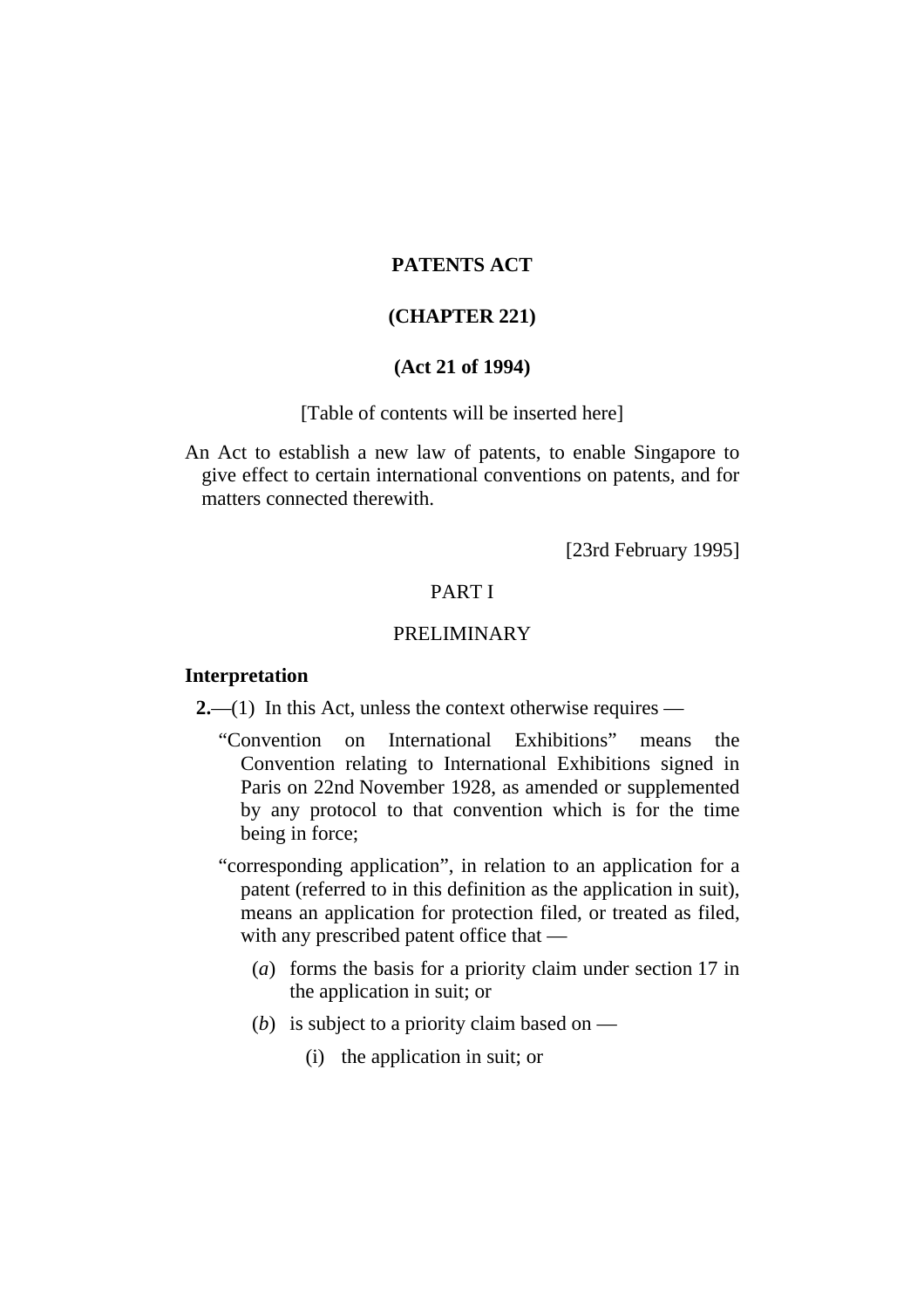# PATENTS ACT

## (CHAPTER 221)

## (Act 21 of 1994)

[Table of contents will be inserted here]

An Act to establish a new law of patents, to enable Singapore to give effect to certain international conventions on patents, and for matters connected therewith.

[23rd February 1995]

## PART I

## PRELIMINARY

### Interpretation

**2.**—(1) In this Act, unless the context otherwise requires —

"Convention on International Exhibitions" means the Convention relating to International Exhibitions signed in Paris on 22nd November 1928, as amended or supplemented by any protocol to that convention which is for the time being in force;

"corresponding application", in relation to an application for a patent (referred to in this definition as the application in suit), means an application for protection filed, or treated as filed, with any prescribed patent office that —

(*a*) forms the basis for a priority claim under section 17 in the application in suit; or

(*b*) is subject to a priority claim based on —

(i) the application in suit; or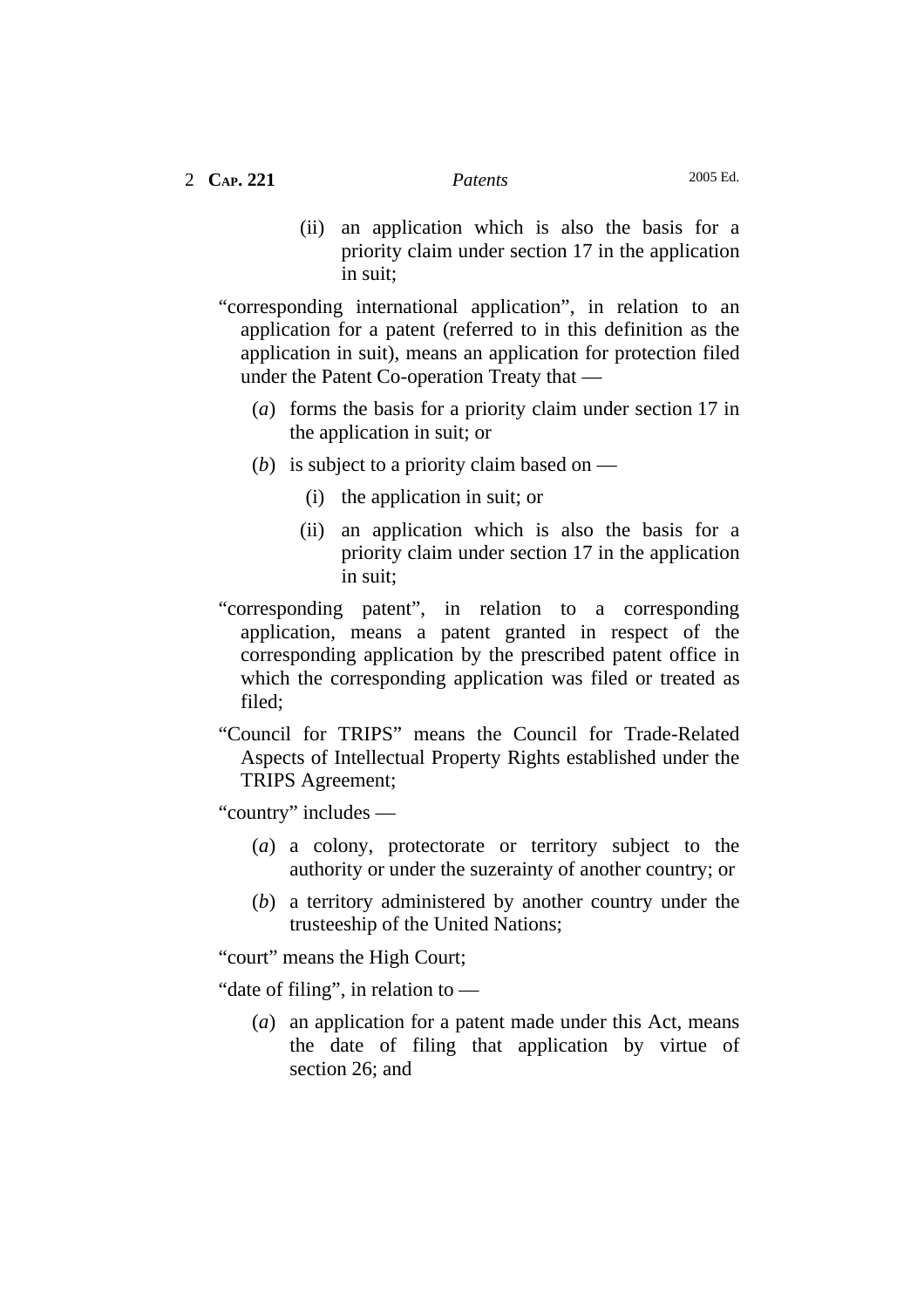(ii) an application which is also the basis for a priority claim under section 17 in the application in suit;

"corresponding international application", in relation to an application for a patent (referred to in this definition as the application in suit), means an application for protection filed under the Patent Co-operation Treaty that —

(*a*) forms the basis for a priority claim under section 17 in the application in suit; or

(*b*) is subject to a priority claim based on —

(i) the application in suit; or

(ii) an application which is also the basis for a priority claim under section 17 in the application in suit;

"corresponding patent", in relation to a corresponding application, means a patent granted in respect of the corresponding application by the prescribed patent office in which the corresponding application was filed or treated as filed;

"Council for TRIPS" means the Council for Trade-Related Aspects of Intellectual Property Rights established under the TRIPS Agreement;

"country" includes —

(*a*) a colony, protectorate or territory subject to the authority or under the suzerainty of another country; or

(*b*) a territory administered by another country under the trusteeship of the United Nations;

"court" means the High Court;

"date of filing", in relation to —

(*a*) an application for a patent made under this Act, means the date of filing that application by virtue of section 26; and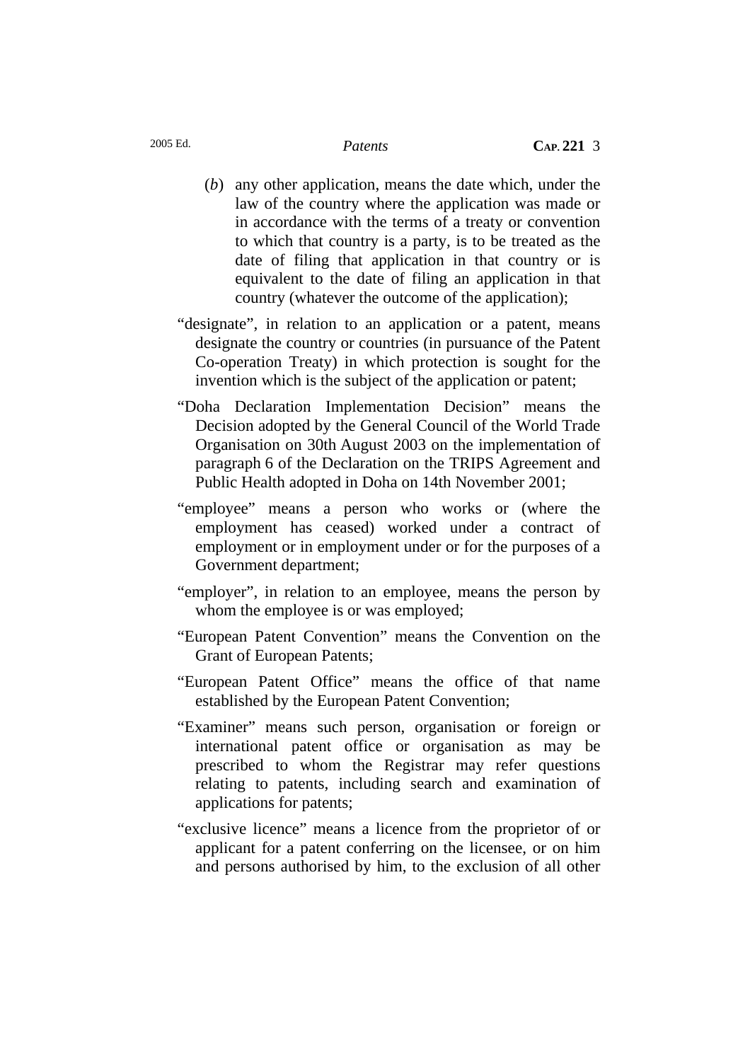(*b*) any other application, means the date which, under the law of the country where the application was made or in accordance with the terms of a treaty or convention to which that country is a party, is to be treated as the date of filing that application in that country or is equivalent to the date of filing an application in that country (whatever the outcome of the application);

"designate", in relation to an application or a patent, means designate the country or countries (in pursuance of the Patent Co-operation Treaty) in which protection is sought for the invention which is the subject of the application or patent;

"Doha Declaration Implementation Decision" means the Decision adopted by the General Council of the World Trade Organisation on 30th August 2003 on the implementation of paragraph 6 of the Declaration on the TRIPS Agreement and Public Health adopted in Doha on 14th November 2001;

"employee" means a person who works or (where the employment has ceased) worked under a contract of employment or in employment under or for the purposes of a Government department;

"employer", in relation to an employee, means the person by whom the employee is or was employed;

"European Patent Convention" means the Convention on the Grant of European Patents;

"European Patent Office" means the office of that name established by the European Patent Convention;

"Examiner" means such person, organisation or foreign or international patent office or organisation as may be prescribed to whom the Registrar may refer questions relating to patents, including search and examination of applications for patents;

"exclusive licence" means a licence from the proprietor of or applicant for a patent conferring on the licensee, or on him and persons authorised by him, to the exclusion of all other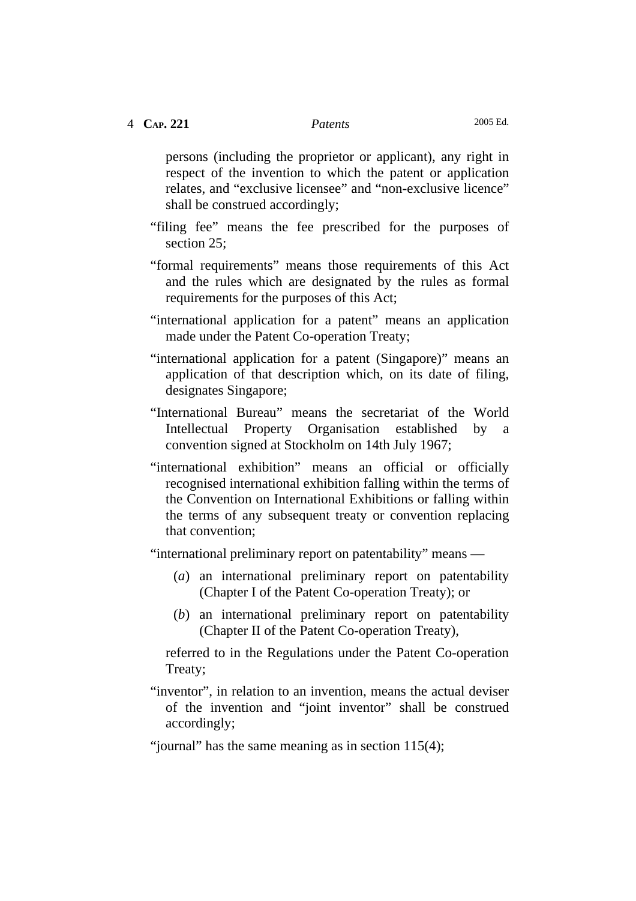persons (including the proprietor or applicant), any right in respect of the invention to which the patent or application relates, and "exclusive licensee" and "non-exclusive licence" shall be construed accordingly;

"filing fee" means the fee prescribed for the purposes of section 25;

"formal requirements" means those requirements of this Act and the rules which are designated by the rules as formal requirements for the purposes of this Act;

"international application for a patent" means an application made under the Patent Co-operation Treaty;

"international application for a patent (Singapore)" means an application of that description which, on its date of filing, designates Singapore;

"International Bureau" means the secretariat of the World Intellectual Property Organisation established by a convention signed at Stockholm on 14th July 1967;

"international exhibition" means an official or officially recognised international exhibition falling within the terms of the Convention on International Exhibitions or falling within the terms of any subsequent treaty or convention replacing that convention;

"international preliminary report on patentability" means —

(*a*) an international preliminary report on patentability (Chapter I of the Patent Co-operation Treaty); or

(*b*) an international preliminary report on patentability (Chapter II of the Patent Co-operation Treaty),

referred to in the Regulations under the Patent Co-operation Treaty;

"inventor", in relation to an invention, means the actual deviser of the invention and "joint inventor" shall be construed accordingly;

"journal" has the same meaning as in section 115(4);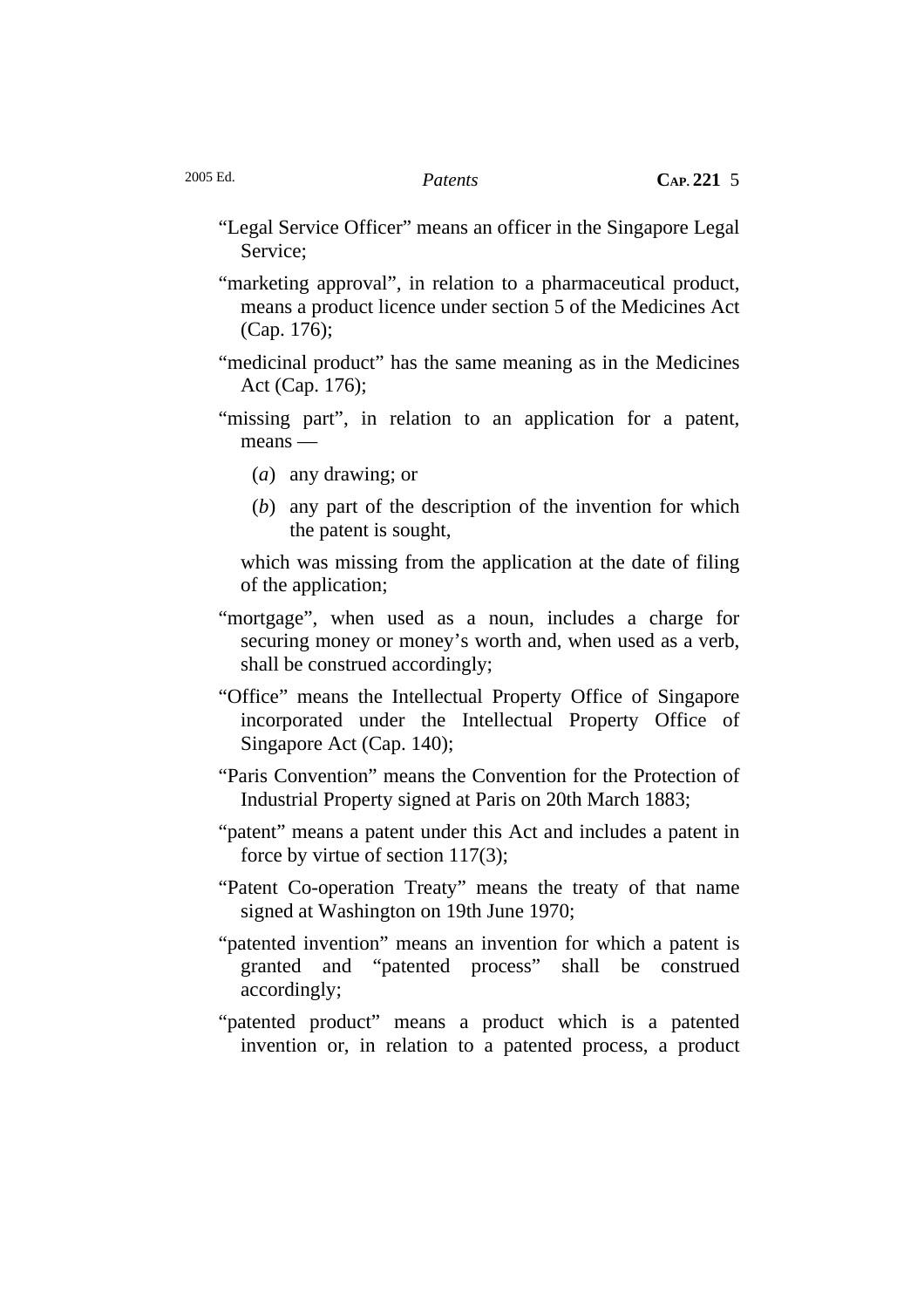"Legal Service Officer" means an officer in the Singapore Legal Service;

"marketing approval", in relation to a pharmaceutical product, means a product licence under section 5 of the Medicines Act (Cap. 176);

"medicinal product" has the same meaning as in the Medicines Act (Cap. 176);

"missing part", in relation to an application for a patent, means —

(*a*) any drawing; or

(*b*) any part of the description of the invention for which the patent is sought,

which was missing from the application at the date of filing of the application;

"mortgage", when used as a noun, includes a charge for securing money or money's worth and, when used as a verb, shall be construed accordingly;

"Office" means the Intellectual Property Office of Singapore incorporated under the Intellectual Property Office of Singapore Act (Cap. 140);

"Paris Convention" means the Convention for the Protection of Industrial Property signed at Paris on 20th March 1883;

"patent" means a patent under this Act and includes a patent in force by virtue of section 117(3);

"Patent Co-operation Treaty" means the treaty of that name signed at Washington on 19th June 1970;

"patented invention" means an invention for which a patent is granted and "patented process" shall be construed accordingly;

"patented product" means a product which is a patented invention or, in relation to a patented process, a product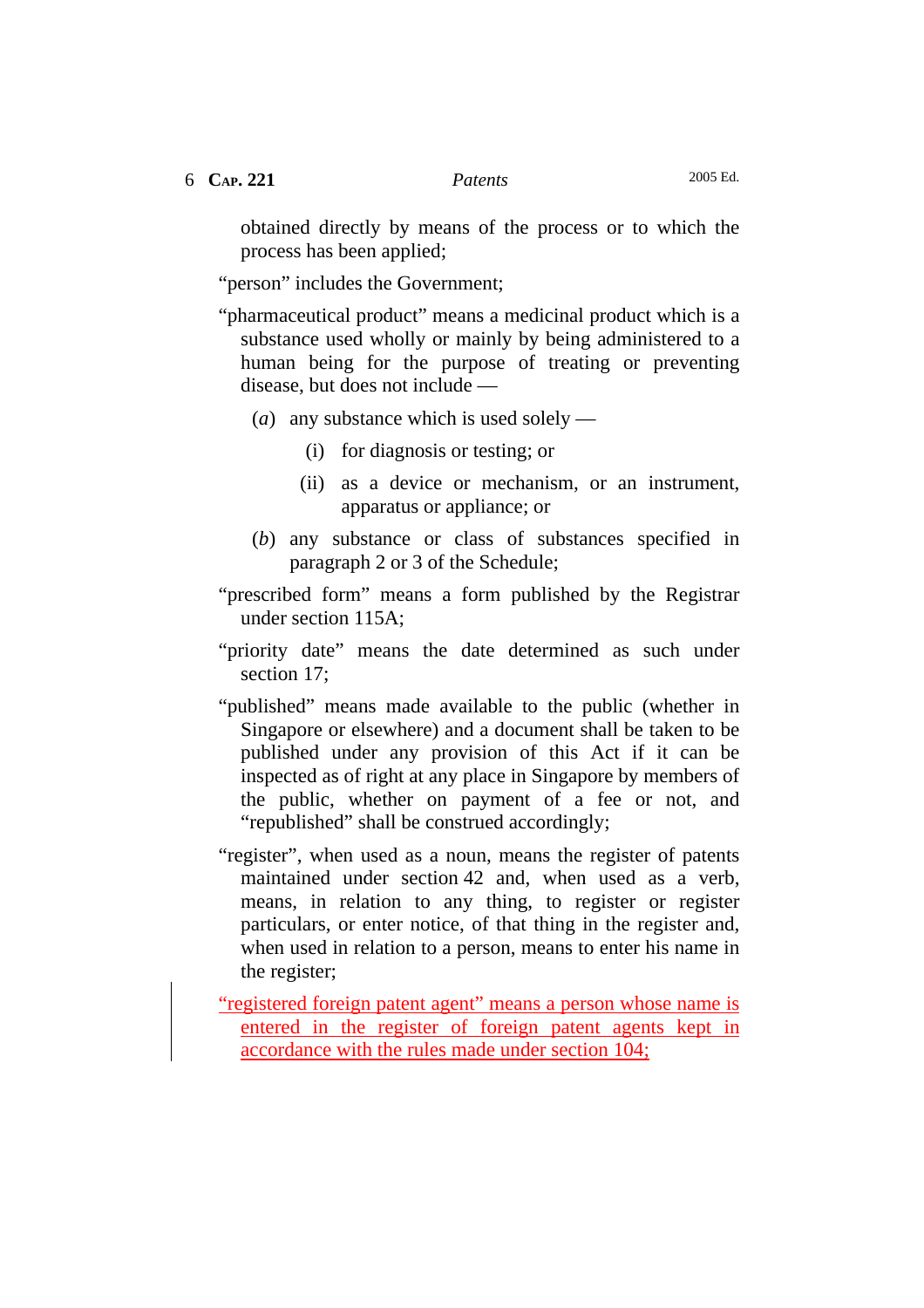obtained directly by means of the process or to which the process has been applied;

"person" includes the Government;

"pharmaceutical product" means a medicinal product which is a substance used wholly or mainly by being administered to a human being for the purpose of treating or preventing disease, but does not include —

(*a*) any substance which is used solely —

(i) for diagnosis or testing; or

(ii) as a device or mechanism, or an instrument, apparatus or appliance; or

(*b*) any substance or class of substances specified in paragraph 2 or 3 of the Schedule;

"prescribed form" means a form published by the Registrar under section 115A;

"priority date" means the date determined as such under section 17;

"published" means made available to the public (whether in Singapore or elsewhere) and a document shall be taken to be published under any provision of this Act if it can be inspected as of right at any place in Singapore by members of the public, whether on payment of a fee or not, and "republished" shall be construed accordingly;

"register", when used as a noun, means the register of patents maintained under section 42 and, when used as a verb, means, in relation to any thing, to register or register particulars, or enter notice, of that thing in the register and, when used in relation to a person, means to enter his name in the register;

"registered foreign patent agent" means a person whose name is entered in the register of foreign patent agents kept in accordance with the rules made under section 104;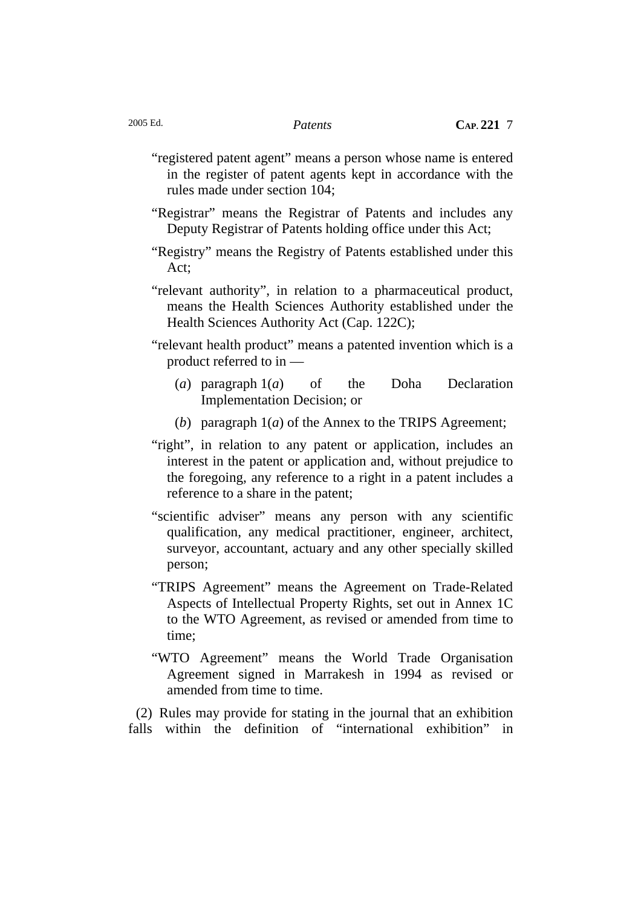"registered patent agent" means a person whose name is entered in the register of patent agents kept in accordance with the rules made under section 104;

"Registrar" means the Registrar of Patents and includes any Deputy Registrar of Patents holding office under this Act;

"Registry" means the Registry of Patents established under this Act;

"relevant authority", in relation to a pharmaceutical product, means the Health Sciences Authority established under the Health Sciences Authority Act (Cap. 122C);

"relevant health product" means a patented invention which is a product referred to in —

(*a*) paragraph 1(*a*) of the Doha Declaration Implementation Decision; or

(*b*) paragraph 1(*a*) of the Annex to the TRIPS Agreement;

"right", in relation to any patent or application, includes an interest in the patent or application and, without prejudice to the foregoing, any reference to a right in a patent includes a reference to a share in the patent;

"scientific adviser" means any person with any scientific qualification, any medical practitioner, engineer, architect, surveyor, accountant, actuary and any other specially skilled person;

"TRIPS Agreement" means the Agreement on Trade-Related Aspects of Intellectual Property Rights, set out in Annex 1C to the WTO Agreement, as revised or amended from time to time;

"WTO Agreement" means the World Trade Organisation Agreement signed in Marrakesh in 1994 as revised or amended from time to time.

(2) Rules may provide for stating in the journal that an exhibition falls within the definition of "international exhibition" in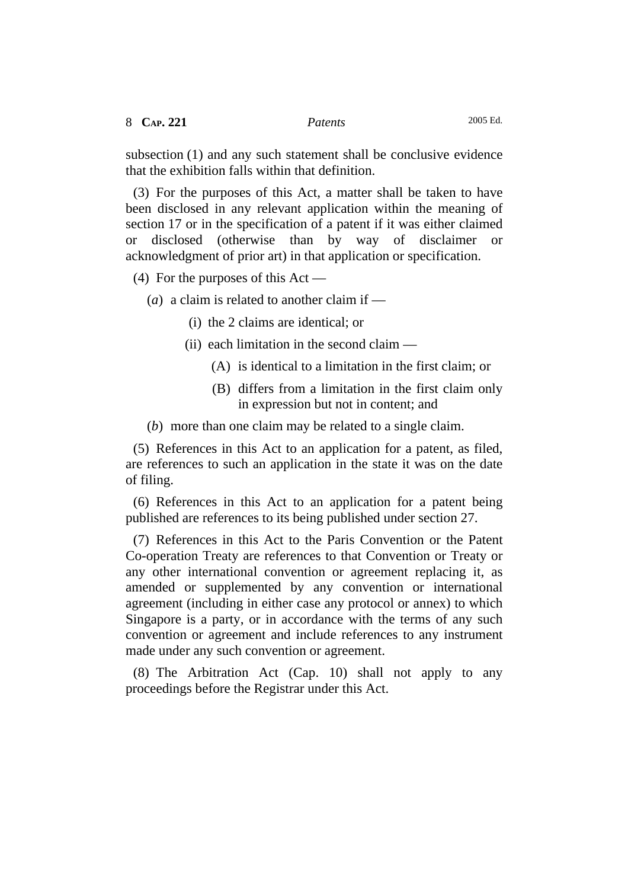subsection (1) and any such statement shall be conclusive evidence that the exhibition falls within that definition.

(3) For the purposes of this Act, a matter shall be taken to have been disclosed in any relevant application within the meaning of section 17 or in the specification of a patent if it was either claimed or disclosed (otherwise than by way of disclaimer or acknowledgment of prior art) in that application or specification.

(4) For the purposes of this Act —

(*a*) a claim is related to another claim if —

(i) the 2 claims are identical; or

(ii) each limitation in the second claim —

(A) is identical to a limitation in the first claim; or

(B) differs from a limitation in the first claim only in expression but not in content; and

(*b*) more than one claim may be related to a single claim.

(5) References in this Act to an application for a patent, as filed, are references to such an application in the state it was on the date of filing.

(6) References in this Act to an application for a patent being published are references to its being published under section 27.

(7) References in this Act to the Paris Convention or the Patent Co-operation Treaty are references to that Convention or Treaty or any other international convention or agreement replacing it, as amended or supplemented by any convention or international agreement (including in either case any protocol or annex) to which Singapore is a party, or in accordance with the terms of any such convention or agreement and include references to any instrument made under any such convention or agreement.

(8) The Arbitration Act (Cap. 10) shall not apply to any proceedings before the Registrar under this Act.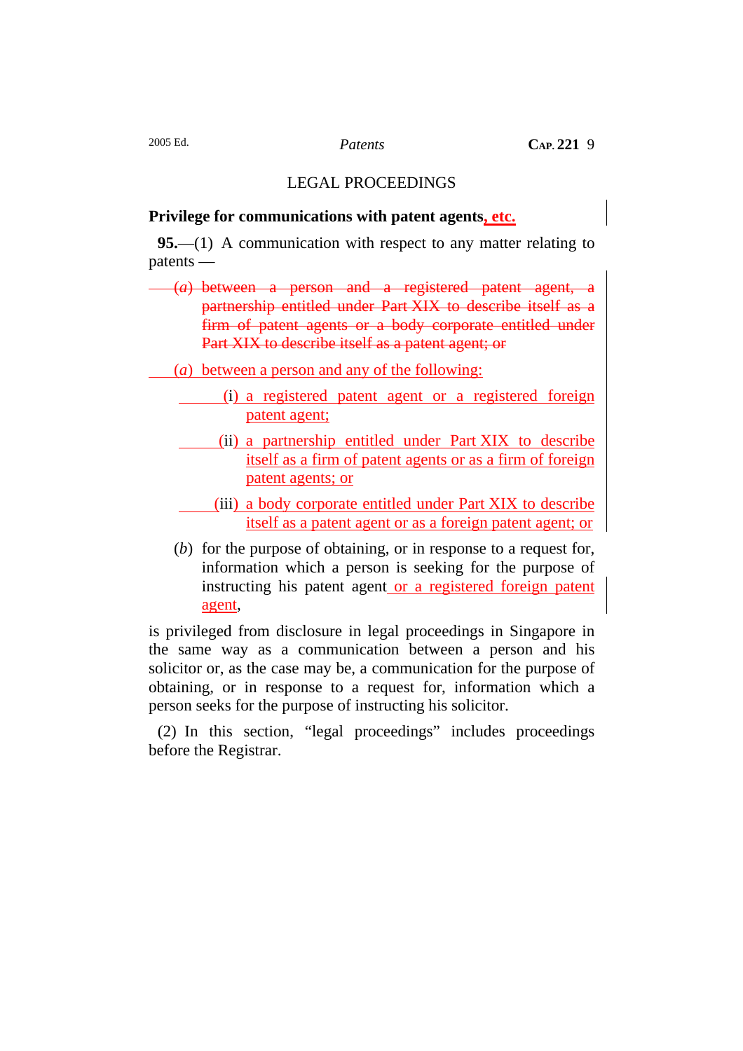## LEGAL PROCEEDINGS

### Privilege for communications with patent agents, etc.

**95.**—(1) A communication with respect to any matter relating to patents —

~~(*a*) between a person and a registered patent agent, a partnership entitled under Part XIX to describe itself as a firm of patent agents or a body corporate entitled under Part XIX to describe itself as a patent agent; or~~

(*a*) between a person and any of the following:

(i) a registered patent agent or a registered foreign patent agent;

(ii) a partnership entitled under Part XIX to describe itself as a firm of patent agents or as a firm of foreign patent agents; or

(iii) a body corporate entitled under Part XIX to describe itself as a patent agent or as a foreign patent agent; or

(*b*) for the purpose of obtaining, or in response to a request for, information which a person is seeking for the purpose of instructing his patent agent or a registered foreign patent agent,

is privileged from disclosure in legal proceedings in Singapore in the same way as a communication between a person and his solicitor or, as the case may be, a communication for the purpose of obtaining, or in response to a request for, information which a person seeks for the purpose of instructing his solicitor.

(2) In this section, "legal proceedings" includes proceedings before the Registrar.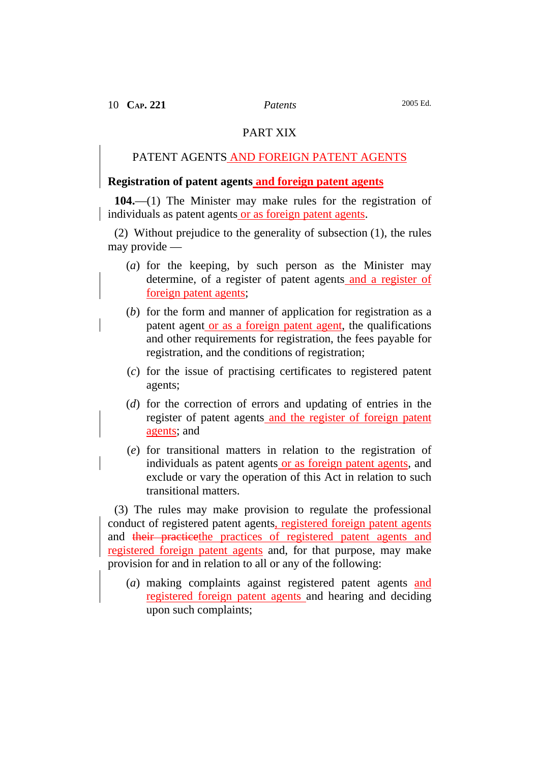PART XIX

PATENT AGENTS AND FOREIGN PATENT AGENTS

**Registration of patent agents and foreign patent agents**

**104.**—(1) The Minister may make rules for the registration of individuals as patent agents or as foreign patent agents.

(2) Without prejudice to the generality of subsection (1), the rules may provide —

(*a*) for the keeping, by such person as the Minister may determine, of a register of patent agents and a register of foreign patent agents;

(*b*) for the form and manner of application for registration as a patent agent or as a foreign patent agent, the qualifications and other requirements for registration, the fees payable for registration, and the conditions of registration;

(*c*) for the issue of practising certificates to registered patent agents;

(*d*) for the correction of errors and updating of entries in the register of patent agents and the register of foreign patent agents; and

(*e*) for transitional matters in relation to the registration of individuals as patent agents or as foreign patent agents, and exclude or vary the operation of this Act in relation to such transitional matters.

(3) The rules may make provision to regulate the professional conduct of registered patent agents, registered foreign patent agents and ~~their practice~~the practices of registered patent agents and registered foreign patent agents and, for that purpose, may make provision for and in relation to all or any of the following:

(*a*) making complaints against registered patent agents and registered foreign patent agents and hearing and deciding upon such complaints;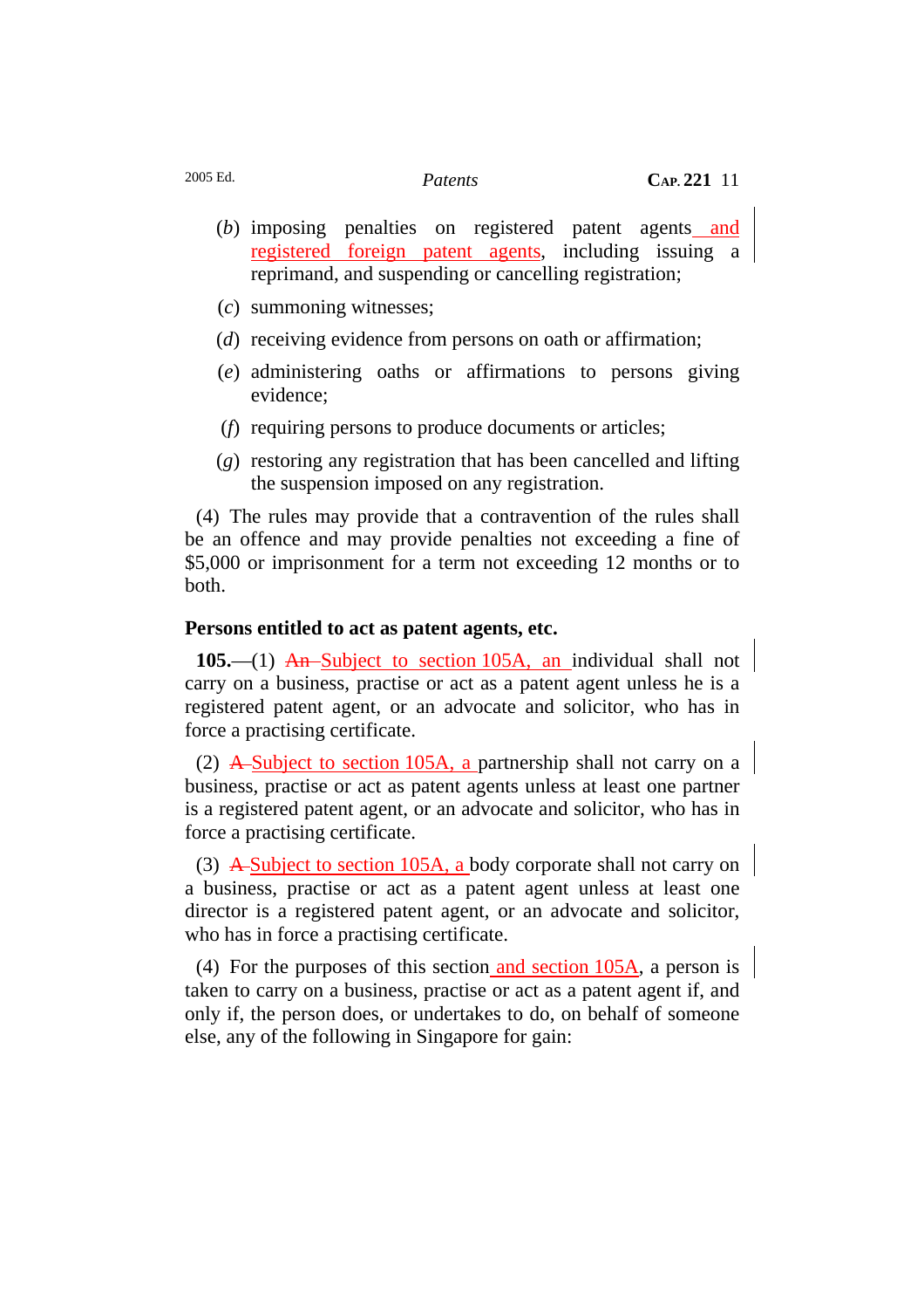(*b*) imposing penalties on registered patent agents and registered foreign patent agents, including issuing a reprimand, and suspending or cancelling registration;

(*c*) summoning witnesses;

(*d*) receiving evidence from persons on oath or affirmation;

(*e*) administering oaths or affirmations to persons giving evidence;

(*f*) requiring persons to produce documents or articles;

(*g*) restoring any registration that has been cancelled and lifting the suspension imposed on any registration.

(4) The rules may provide that a contravention of the rules shall be an offence and may provide penalties not exceeding a fine of $5,000 or imprisonment for a term not exceeding 12 months or to both.

**Persons entitled to act as patent agents, etc.**

**105.**—(1) ~~An~~ Subject to section 105A, an individual shall not carry on a business, practise or act as a patent agent unless he is a registered patent agent, or an advocate and solicitor, who has in force a practising certificate.

(2) ~~A~~ Subject to section 105A, a partnership shall not carry on a business, practise or act as patent agents unless at least one partner is a registered patent agent, or an advocate and solicitor, who has in force a practising certificate.

(3) ~~A~~ Subject to section 105A, a body corporate shall not carry on a business, practise or act as a patent agent unless at least one director is a registered patent agent, or an advocate and solicitor, who has in force a practising certificate.

(4) For the purposes of this section and section 105A, a person is taken to carry on a business, practise or act as a patent agent if, and only if, the person does, or undertakes to do, on behalf of someone else, any of the following in Singapore for gain: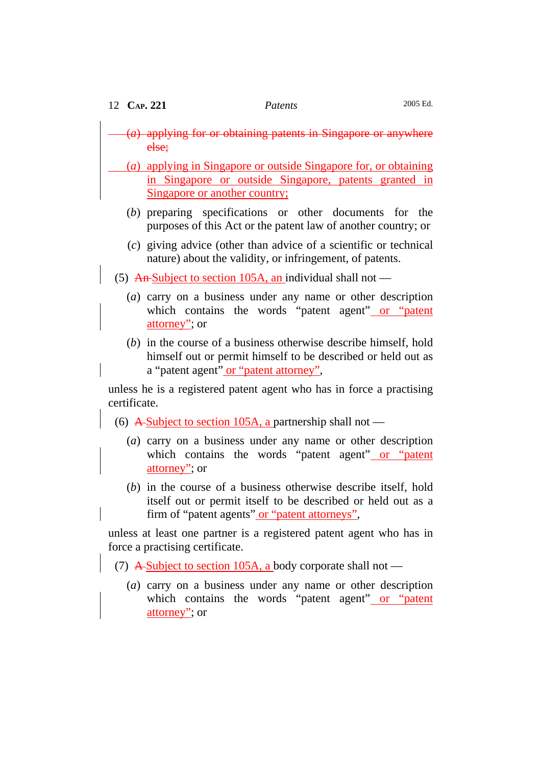~~(*a*) applying for or obtaining patents in Singapore or anywhere else;~~

<u>(*a*) applying in Singapore or outside Singapore for, or obtaining in Singapore or outside Singapore, patents granted in Singapore or another country;</u>

(*b*) preparing specifications or other documents for the purposes of this Act or the patent law of another country; or

(*c*) giving advice (other than advice of a scientific or technical nature) about the validity, or infringement, of patents.

(5) ~~An~~ <u>Subject to section 105A, an</u> individual shall not —

(*a*) carry on a business under any name or other description which contains the words "patent agent"<u> or "patent attorney"</u>; or

(*b*) in the course of a business otherwise describe himself, hold himself out or permit himself to be described or held out as a "patent agent"<u> or "patent attorney"</u>,

unless he is a registered patent agent who has in force a practising certificate.

(6) ~~A~~ <u>Subject to section 105A, a</u> partnership shall not —

(*a*) carry on a business under any name or other description which contains the words "patent agent"<u> or "patent attorney"</u>; or

(*b*) in the course of a business otherwise describe itself, hold itself out or permit itself to be described or held out as a firm of "patent agents"<u> or "patent attorneys"</u>,

unless at least one partner is a registered patent agent who has in force a practising certificate.

(7) ~~A~~ <u>Subject to section 105A, a</u> body corporate shall not —

(*a*) carry on a business under any name or other description which contains the words "patent agent"<u> or "patent attorney"</u>; or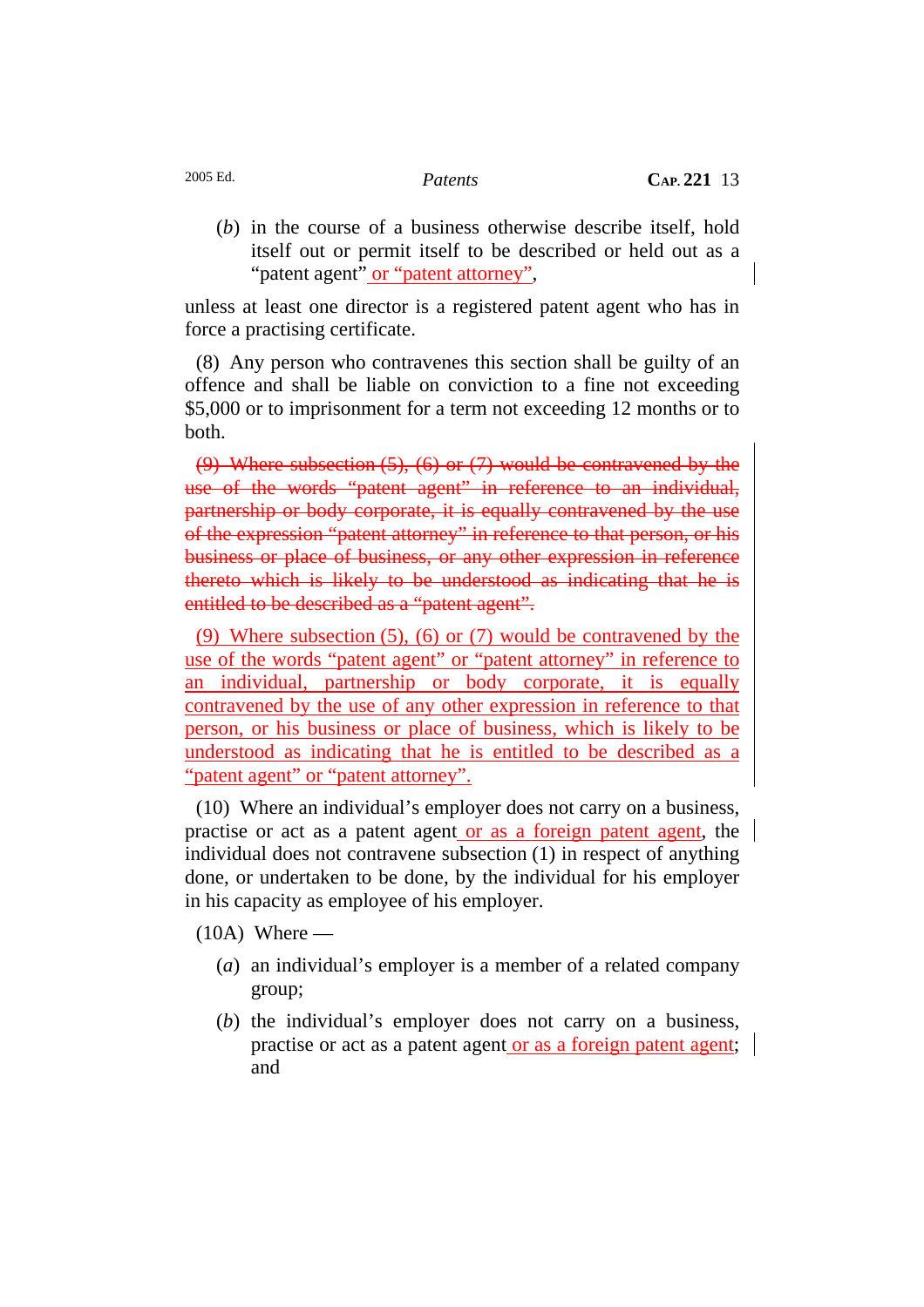(*b*) in the course of a business otherwise describe itself, hold itself out or permit itself to be described or held out as a "patent agent" <ins>or "patent attorney"</ins>,

unless at least one director is a registered patent agent who has in force a practising certificate.

(8) Any person who contravenes this section shall be guilty of an offence and shall be liable on conviction to a fine not exceeding $5,000 or to imprisonment for a term not exceeding 12 months or to both.

~~(9) Where subsection (5), (6) or (7) would be contravened by the use of the words "patent agent" in reference to an individual, partnership or body corporate, it is equally contravened by the use of the expression "patent attorney" in reference to that person, or his business or place of business, or any other expression in reference thereto which is likely to be understood as indicating that he is entitled to be described as a "patent agent".~~

<ins>(9) Where subsection (5), (6) or (7) would be contravened by the use of the words "patent agent" or "patent attorney" in reference to an individual, partnership or body corporate, it is equally contravened by the use of any other expression in reference to that person, or his business or place of business, which is likely to be understood as indicating that he is entitled to be described as a "patent agent" or "patent attorney".</ins>

(10) Where an individual's employer does not carry on a business, practise or act as a patent agent <ins>or as a foreign patent agent</ins>, the individual does not contravene subsection (1) in respect of anything done, or undertaken to be done, by the individual for his employer in his capacity as employee of his employer.

(10A) Where —

(*a*) an individual's employer is a member of a related company group;

(*b*) the individual's employer does not carry on a business, practise or act as a patent agent <ins>or as a foreign patent agent</ins>; and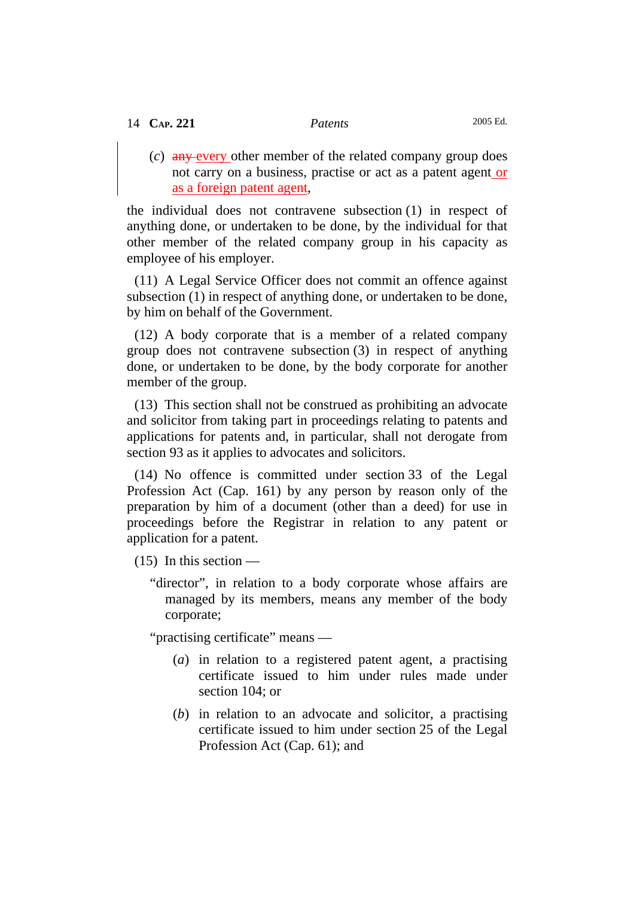(*c*) ~~any~~ every other member of the related company group does not carry on a business, practise or act as a patent agent or as a foreign patent agent,

the individual does not contravene subsection (1) in respect of anything done, or undertaken to be done, by the individual for that other member of the related company group in his capacity as employee of his employer.

(11) A Legal Service Officer does not commit an offence against subsection (1) in respect of anything done, or undertaken to be done, by him on behalf of the Government.

(12) A body corporate that is a member of a related company group does not contravene subsection (3) in respect of anything done, or undertaken to be done, by the body corporate for another member of the group.

(13) This section shall not be construed as prohibiting an advocate and solicitor from taking part in proceedings relating to patents and applications for patents and, in particular, shall not derogate from section 93 as it applies to advocates and solicitors.

(14) No offence is committed under section 33 of the Legal Profession Act (Cap. 161) by any person by reason only of the preparation by him of a document (other than a deed) for use in proceedings before the Registrar in relation to any patent or application for a patent.

(15) In this section —

"director", in relation to a body corporate whose affairs are managed by its members, means any member of the body corporate;

"practising certificate" means —

(*a*) in relation to a registered patent agent, a practising certificate issued to him under rules made under section 104; or

(*b*) in relation to an advocate and solicitor, a practising certificate issued to him under section 25 of the Legal Profession Act (Cap. 61); and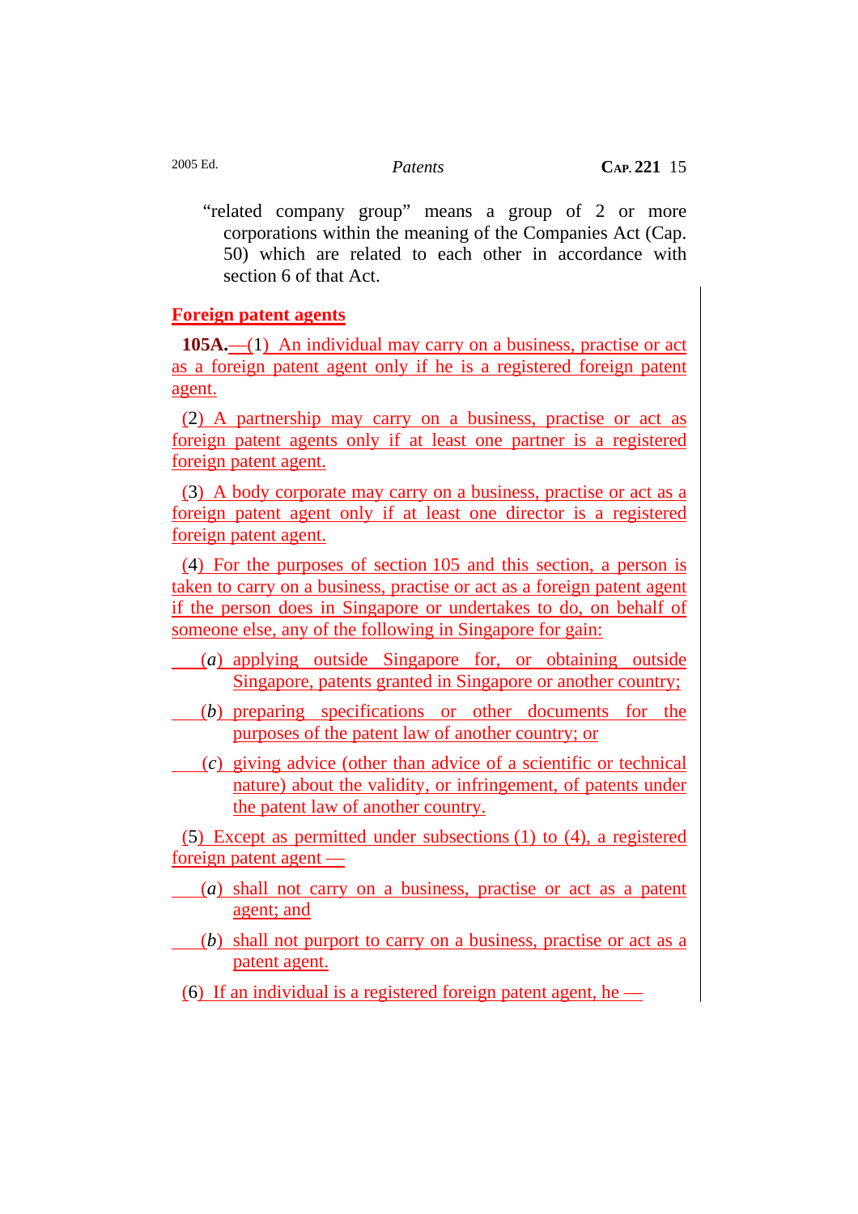“related company group” means a group of 2 or more corporations within the meaning of the Companies Act (Cap. 50) which are related to each other in accordance with section 6 of that Act.

## Foreign patent agents

**105A.**—(1) An individual may carry on a business, practise or act as a foreign patent agent only if he is a registered foreign patent agent.

(2) A partnership may carry on a business, practise or act as foreign patent agents only if at least one partner is a registered foreign patent agent.

(3) A body corporate may carry on a business, practise or act as a foreign patent agent only if at least one director is a registered foreign patent agent.

(4) For the purposes of section 105 and this section, a person is taken to carry on a business, practise or act as a foreign patent agent if the person does in Singapore or undertakes to do, on behalf of someone else, any of the following in Singapore for gain:

(*a*) applying outside Singapore for, or obtaining outside Singapore, patents granted in Singapore or another country;

(*b*) preparing specifications or other documents for the purposes of the patent law of another country; or

(*c*) giving advice (other than advice of a scientific or technical nature) about the validity, or infringement, of patents under the patent law of another country.

(5) Except as permitted under subsections (1) to (4), a registered foreign patent agent —

(*a*) shall not carry on a business, practise or act as a patent agent; and

(*b*) shall not purport to carry on a business, practise or act as a patent agent.

(6) If an individual is a registered foreign patent agent, he —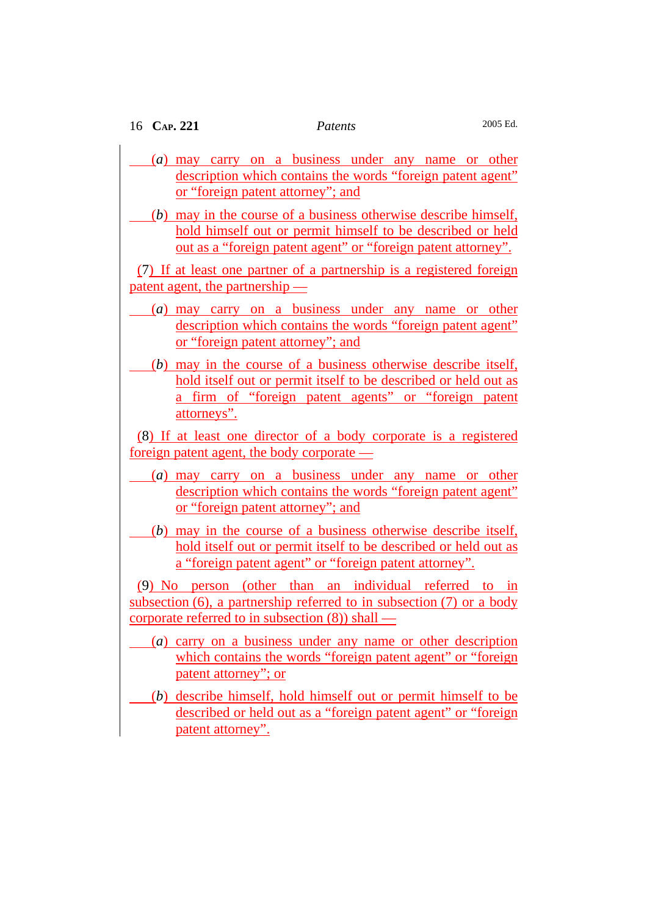(*a*) may carry on a business under any name or other description which contains the words “foreign patent agent” or “foreign patent attorney”; and

(*b*) may in the course of a business otherwise describe himself, hold himself out or permit himself to be described or held out as a “foreign patent agent” or “foreign patent attorney”.

(7) If at least one partner of a partnership is a registered foreign patent agent, the partnership —

(*a*) may carry on a business under any name or other description which contains the words “foreign patent agent” or “foreign patent attorney”; and

(*b*) may in the course of a business otherwise describe itself, hold itself out or permit itself to be described or held out as a firm of “foreign patent agents” or “foreign patent attorneys”.

(8) If at least one director of a body corporate is a registered foreign patent agent, the body corporate —

(*a*) may carry on a business under any name or other description which contains the words “foreign patent agent” or “foreign patent attorney”; and

(*b*) may in the course of a business otherwise describe itself, hold itself out or permit itself to be described or held out as a “foreign patent agent” or “foreign patent attorney”.

(9) No person (other than an individual referred to in subsection (6), a partnership referred to in subsection (7) or a body corporate referred to in subsection (8)) shall —

(*a*) carry on a business under any name or other description which contains the words “foreign patent agent” or “foreign patent attorney”; or

(*b*) describe himself, hold himself out or permit himself to be described or held out as a “foreign patent agent” or “foreign patent attorney”.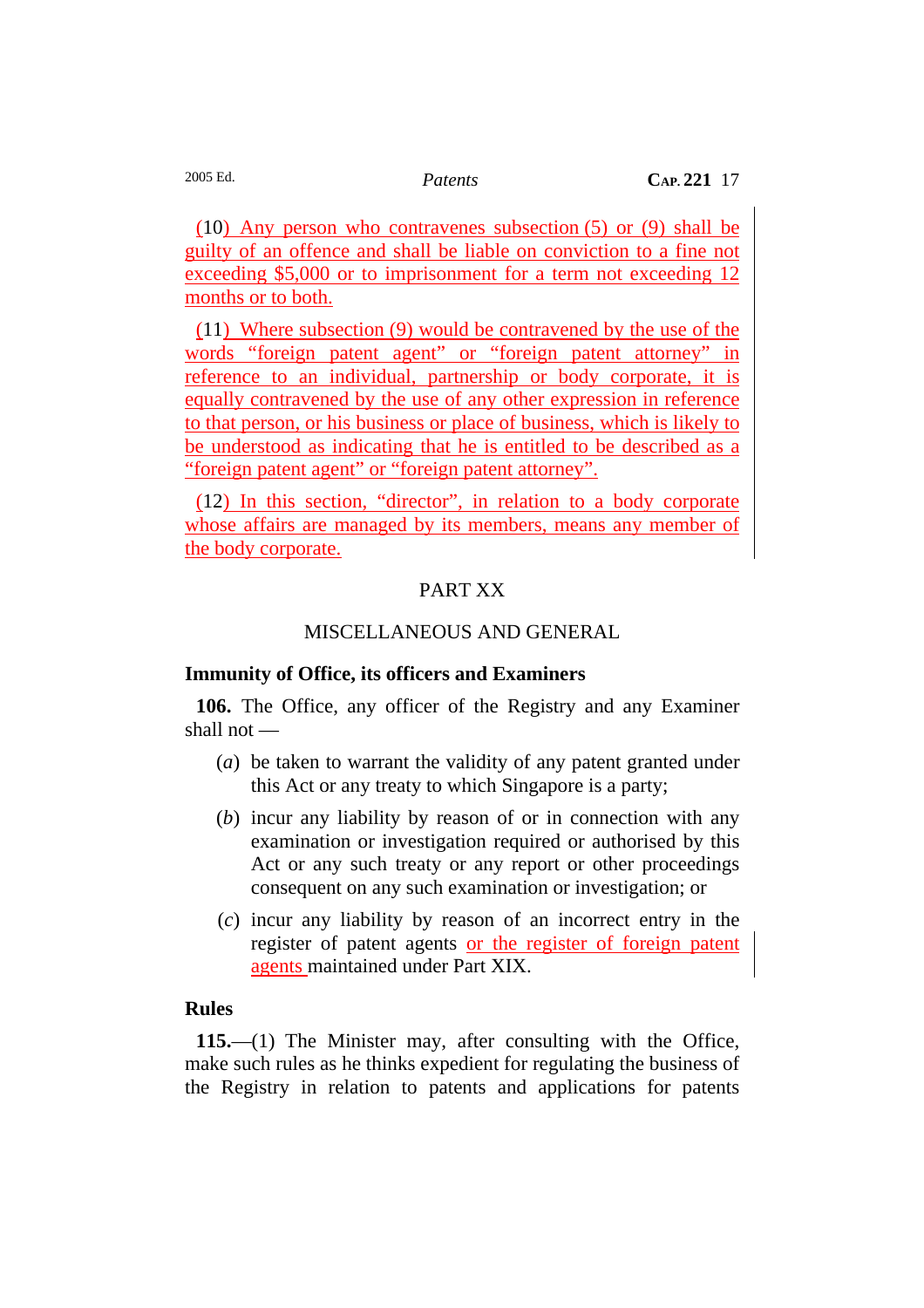(10) Any person who contravenes subsection (5) or (9) shall be guilty of an offence and shall be liable on conviction to a fine not exceeding $5,000 or to imprisonment for a term not exceeding 12 months or to both.

(11) Where subsection (9) would be contravened by the use of the words "foreign patent agent" or "foreign patent attorney" in reference to an individual, partnership or body corporate, it is equally contravened by the use of any other expression in reference to that person, or his business or place of business, which is likely to be understood as indicating that he is entitled to be described as a "foreign patent agent" or "foreign patent attorney".

(12) In this section, "director", in relation to a body corporate whose affairs are managed by its members, means any member of the body corporate.

## PART XX

## MISCELLANEOUS AND GENERAL

### Immunity of Office, its officers and Examiners

**106.** The Office, any officer of the Registry and any Examiner shall not —

(*a*) be taken to warrant the validity of any patent granted under this Act or any treaty to which Singapore is a party;

(*b*) incur any liability by reason of or in connection with any examination or investigation required or authorised by this Act or any such treaty or any report or other proceedings consequent on any such examination or investigation; or

(*c*) incur any liability by reason of an incorrect entry in the register of patent agents or the register of foreign patent agents maintained under Part XIX.

### Rules

**115.**—(1) The Minister may, after consulting with the Office, make such rules as he thinks expedient for regulating the business of the Registry in relation to patents and applications for patents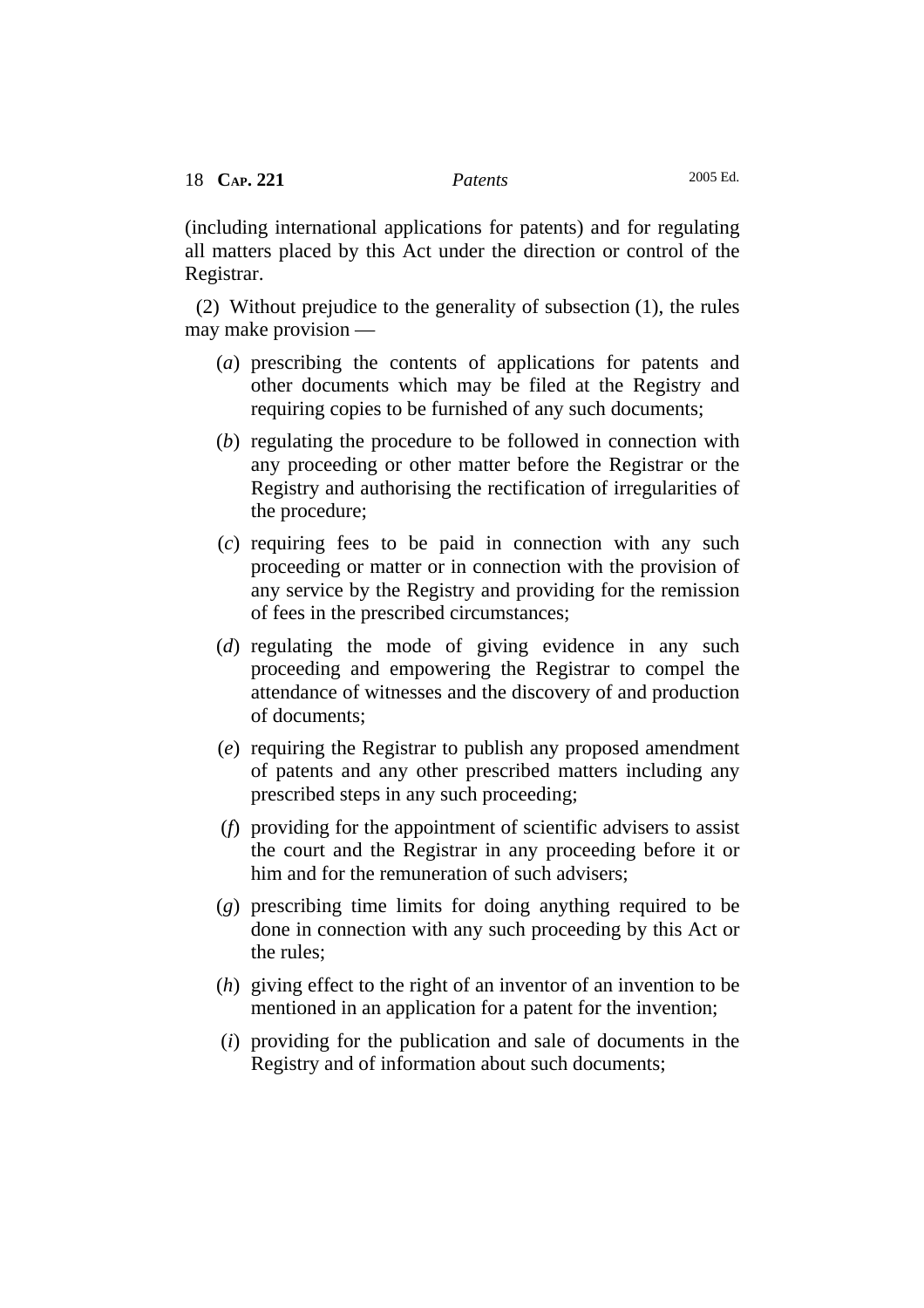(including international applications for patents) and for regulating all matters placed by this Act under the direction or control of the Registrar.

(2) Without prejudice to the generality of subsection (1), the rules may make provision —

(*a*) prescribing the contents of applications for patents and other documents which may be filed at the Registry and requiring copies to be furnished of any such documents;

(*b*) regulating the procedure to be followed in connection with any proceeding or other matter before the Registrar or the Registry and authorising the rectification of irregularities of the procedure;

(*c*) requiring fees to be paid in connection with any such proceeding or matter or in connection with the provision of any service by the Registry and providing for the remission of fees in the prescribed circumstances;

(*d*) regulating the mode of giving evidence in any such proceeding and empowering the Registrar to compel the attendance of witnesses and the discovery of and production of documents;

(*e*) requiring the Registrar to publish any proposed amendment of patents and any other prescribed matters including any prescribed steps in any such proceeding;

(*f*) providing for the appointment of scientific advisers to assist the court and the Registrar in any proceeding before it or him and for the remuneration of such advisers;

(*g*) prescribing time limits for doing anything required to be done in connection with any such proceeding by this Act or the rules;

(*h*) giving effect to the right of an inventor of an invention to be mentioned in an application for a patent for the invention;

(*i*) providing for the publication and sale of documents in the Registry and of information about such documents;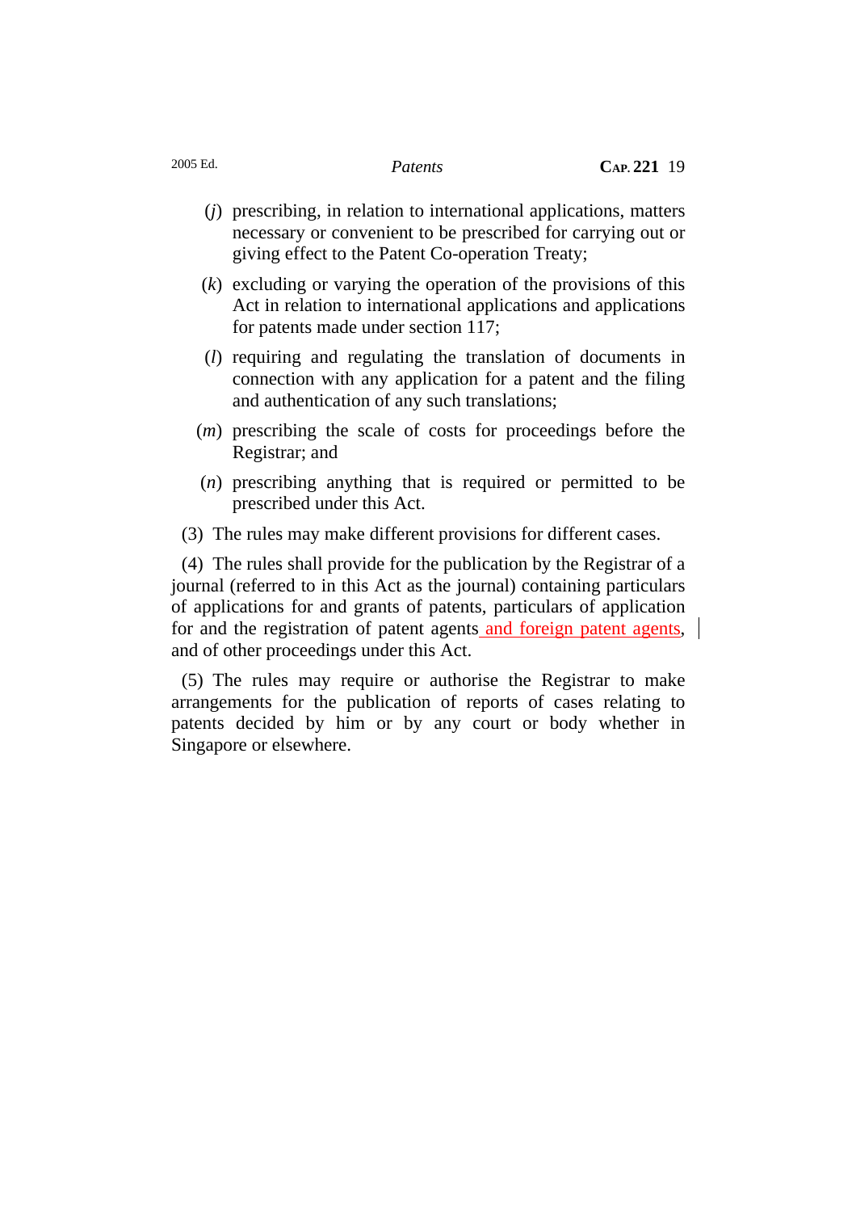(*j*) prescribing, in relation to international applications, matters necessary or convenient to be prescribed for carrying out or giving effect to the Patent Co-operation Treaty;

(*k*) excluding or varying the operation of the provisions of this Act in relation to international applications and applications for patents made under section 117;

(*l*) requiring and regulating the translation of documents in connection with any application for a patent and the filing and authentication of any such translations;

(*m*) prescribing the scale of costs for proceedings before the Registrar; and

(*n*) prescribing anything that is required or permitted to be prescribed under this Act.

(3) The rules may make different provisions for different cases.

(4) The rules shall provide for the publication by the Registrar of a journal (referred to in this Act as the journal) containing particulars of applications for and grants of patents, particulars of application for and the registration of patent agents and foreign patent agents, and of other proceedings under this Act.

(5) The rules may require or authorise the Registrar to make arrangements for the publication of reports of cases relating to patents decided by him or by any court or body whether in Singapore or elsewhere.